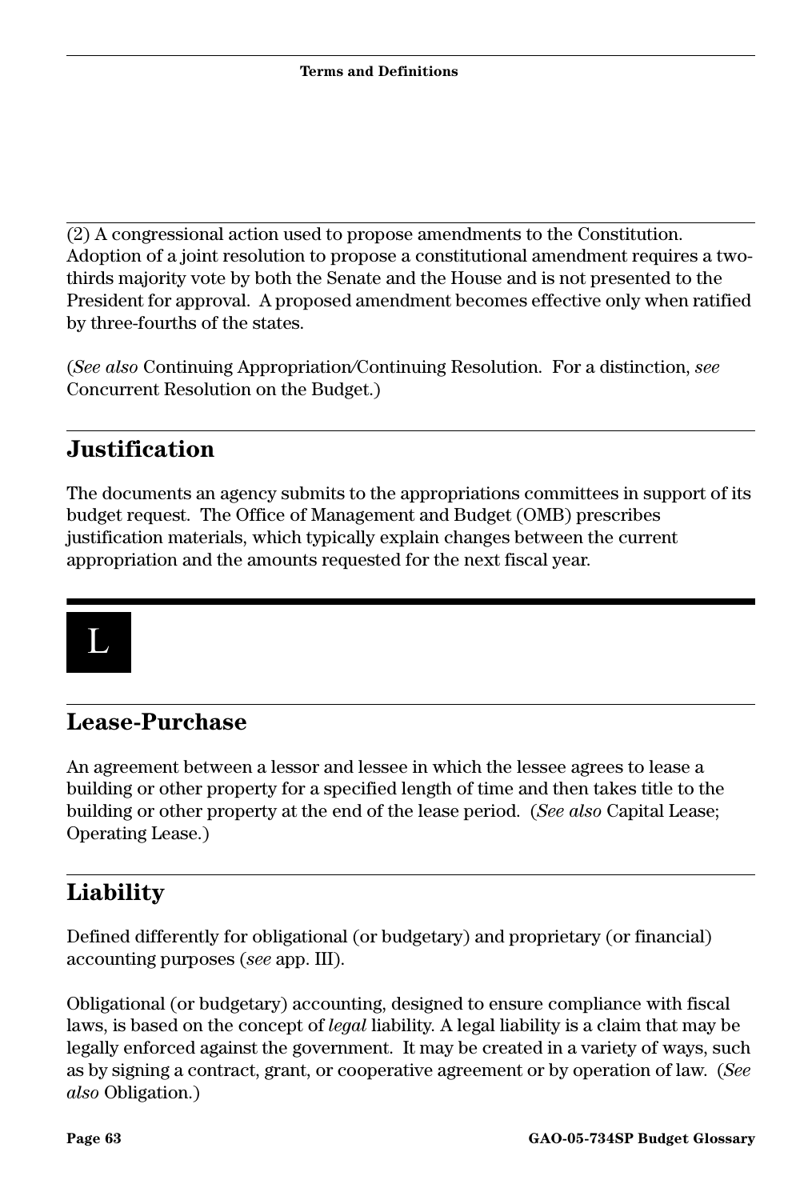(2) A congressional action used to propose amendments to the Constitution. Adoption of a joint resolution to propose a constitutional amendment requires a two-thirds majority vote by both the Senate and the House and is not presented to the President for approval. A proposed amendment becomes effective only when ratified by three-fourths of the states.

(*See also* Continuing Appropriation/Continuing Resolution. For a distinction, *see* Concurrent Resolution on the Budget.)

## Justification

The documents an agency submits to the appropriations committees in support of its budget request. The Office of Management and Budget (OMB) prescribes justification materials, which typically explain changes between the current appropriation and the amounts requested for the next fiscal year.

# L

## Lease-Purchase

An agreement between a lessor and lessee in which the lessee agrees to lease a building or other property for a specified length of time and then takes title to the building or other property at the end of the lease period. (*See also* Capital Lease; Operating Lease.)

## Liability

Defined differently for obligational (or budgetary) and proprietary (or financial) accounting purposes (*see* app. III).

Obligational (or budgetary) accounting, designed to ensure compliance with fiscal laws, is based on the concept of *legal* liability. A legal liability is a claim that may be legally enforced against the government. It may be created in a variety of ways, such as by signing a contract, grant, or cooperative agreement or by operation of law. (*See also* Obligation.)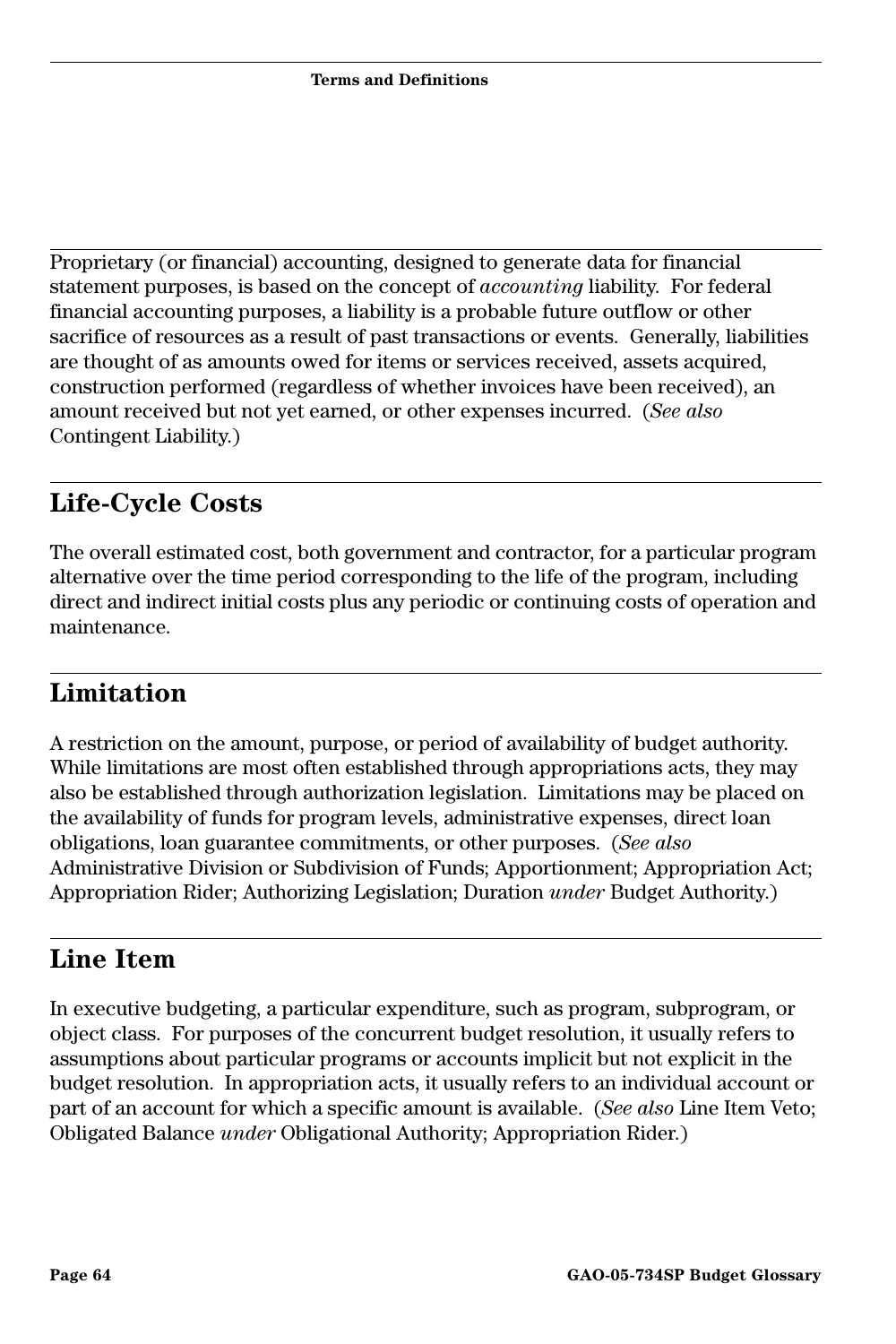Proprietary (or financial) accounting, designed to generate data for financial statement purposes, is based on the concept of *accounting* liability. For federal financial accounting purposes, a liability is a probable future outflow or other sacrifice of resources as a result of past transactions or events. Generally, liabilities are thought of as amounts owed for items or services received, assets acquired, construction performed (regardless of whether invoices have been received), an amount received but not yet earned, or other expenses incurred. (*See also* Contingent Liability.)

## Life-Cycle Costs

The overall estimated cost, both government and contractor, for a particular program alternative over the time period corresponding to the life of the program, including direct and indirect initial costs plus any periodic or continuing costs of operation and maintenance.

## Limitation

A restriction on the amount, purpose, or period of availability of budget authority. While limitations are most often established through appropriations acts, they may also be established through authorization legislation. Limitations may be placed on the availability of funds for program levels, administrative expenses, direct loan obligations, loan guarantee commitments, or other purposes. (*See also* Administrative Division or Subdivision of Funds; Apportionment; Appropriation Act; Appropriation Rider; Authorizing Legislation; Duration *under* Budget Authority.)

## Line Item

In executive budgeting, a particular expenditure, such as program, subprogram, or object class. For purposes of the concurrent budget resolution, it usually refers to assumptions about particular programs or accounts implicit but not explicit in the budget resolution. In appropriation acts, it usually refers to an individual account or part of an account for which a specific amount is available. (*See also* Line Item Veto; Obligated Balance *under* Obligational Authority; Appropriation Rider.)